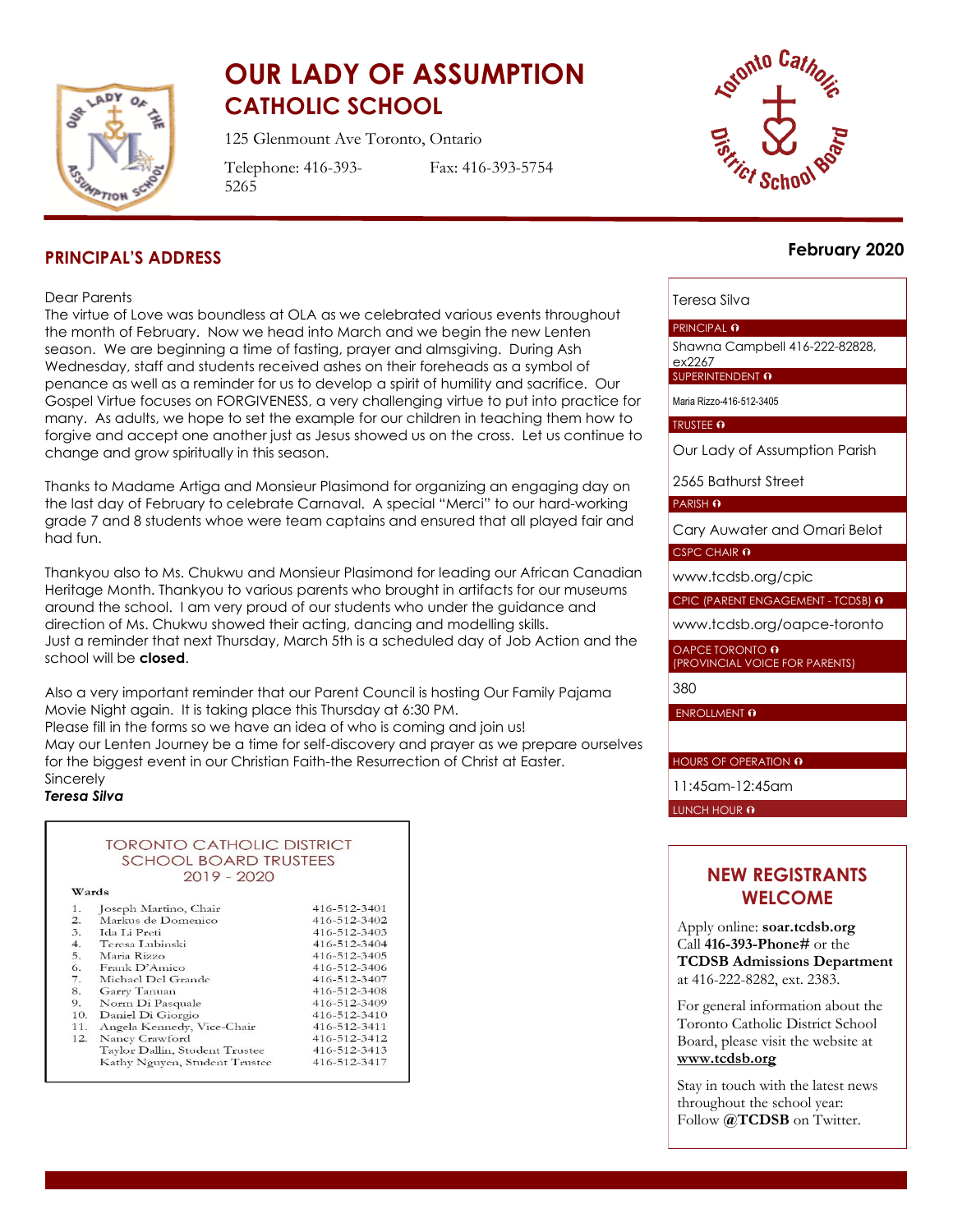# OUR LADY OF ASSUMPTION CATHOLIC SCHOOL

125 Glenmount Ave Toronto, Ontario

Telephone: 416-393-5265 Fax: 416-393-5754

**February 2020**

## PRINCIPAL'S ADDRESS

Dear Parents

The virtue of Love was boundless at OLA as we celebrated various events throughout the month of February. Now we head into March and we begin the new Lenten season. We are beginning a time of fasting, prayer and almsgiving. During Ash Wednesday, staff and students received ashes on their foreheads as a symbol of penance as well as a reminder for us to develop a spirit of humility and sacrifice. Our Gospel Virtue focuses on FORGIVENESS, a very challenging virtue to put into practice for many. As adults, we hope to set the example for our children in teaching them how to forgive and accept one another just as Jesus showed us on the cross. Let us continue to change and grow spiritually in this season.

Thanks to Madame Artiga and Monsieur Plasimond for organizing an engaging day on the last day of February to celebrate Carnaval. A special "Merci" to our hard-working grade 7 and 8 students whoe were team captains and ensured that all played fair and had fun.

Thankyou also to Ms. Chukwu and Monsieur Plasimond for leading our African Canadian Heritage Month. Thankyou to various parents who brought in artifacts for our museums around the school. I am very proud of our students who under the guidance and direction of Ms. Chukwu showed their acting, dancing and modelling skills.

Just a reminder that next Thursday, March 5th is a scheduled day of Job Action and the school will be **closed**.

Also a very important reminder that our Parent Council is hosting Our Family Pajama Movie Night again. It is taking place this Thursday at 6:30 PM.

Please fill in the forms so we have an idea of who is coming and join us!

May our Lenten Journey be a time for self-discovery and prayer as we prepare ourselves for the biggest event in our Christian Faith-the Resurrection of Christ at Easter.

Sincerely

***Teresa Silva***

TORONTO CATHOLIC DISTRICT SCHOOL BOARD TRUSTEES 2019 - 2020

Wards

| | | |
|---|---|---|
| 1. | Joseph Martino, Chair | 416-512-3401 |
| 2. | Markus de Domenico | 416-512-3402 |
| 3. | Ida Li Preti | 416-512-3403 |
| 4. | Teresa Lubinski | 416-512-3404 |
| 5. | Maria Rizzo | 416-512-3405 |
| 6. | Frank D'Amico | 416-512-3406 |
| 7. | Michael Del Grande | 416-512-3407 |
| 8. | Garry Tanuan | 416-512-3408 |
| 9. | Norm Di Pasquale | 416-512-3409 |
| 10. | Daniel Di Giorgio | 416-512-3410 |
| 11. | Angela Kennedy, Vice-Chair | 416-512-3411 |
| 12. | Nancy Crawford | 416-512-3412 |
| | Taylor Dallin, Student Trustee | 416-512-3413 |
| | Kathy Nguyen, Student Trustee | 416-512-3417 |

Teresa Silva

PRINCIPAL

Shawna Campbell 416-222-82828, ex2267

SUPERINTENDENT

Maria Rizzo-416-512-3405

TRUSTEE

Our Lady of Assumption Parish

2565 Bathurst Street

PARISH

Cary Auwater and Omari Belot

CSPC CHAIR

www.tcdsb.org/cpic

CPIC (PARENT ENGAGEMENT - TCDSB)

www.tcdsb.org/oapce-toronto

OAPCE TORONTO (PROVINCIAL VOICE FOR PARENTS)

380

ENROLLMENT

HOURS OF OPERATION

11:45am-12:45am

LUNCH HOUR

## NEW REGISTRANTS WELCOME

Apply online: **soar.tcdsb.org**
Call **416-393-Phone#** or the **TCDSB Admissions Department** at 416-222-8282, ext. 2383.

For general information about the Toronto Catholic District School Board, please visit the website at **www.tcdsb.org**

Stay in touch with the latest news throughout the school year: Follow **@TCDSB** on Twitter.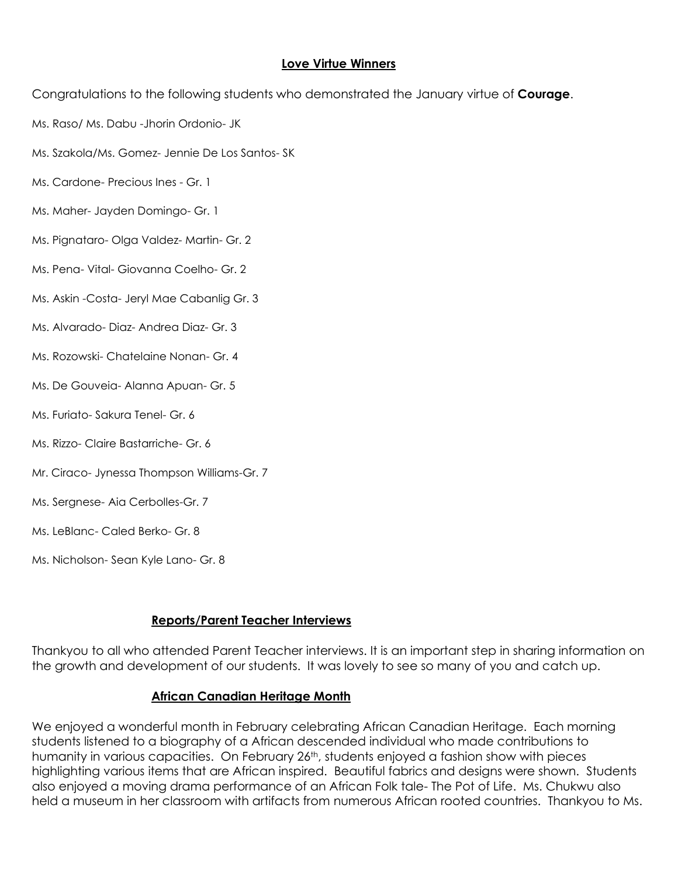## **Love Virtue Winners**

Congratulations to the following students who demonstrated the January virtue of **Courage**.

Ms. Raso/ Ms. Dabu -Jhorin Ordonio- JK

Ms. Szakola/Ms. Gomez- Jennie De Los Santos- SK

Ms. Cardone- Precious Ines - Gr. 1

Ms. Maher- Jayden Domingo- Gr. 1

Ms. Pignataro- Olga Valdez- Martin- Gr. 2

Ms. Pena- Vital- Giovanna Coelho- Gr. 2

Ms. Askin -Costa- Jeryl Mae Cabanlig Gr. 3

Ms. Alvarado- Diaz- Andrea Diaz- Gr. 3

Ms. Rozowski- Chatelaine Nonan- Gr. 4

Ms. De Gouveia- Alanna Apuan- Gr. 5

Ms. Furiato- Sakura Tenel- Gr. 6

Ms. Rizzo- Claire Bastarriche- Gr. 6

Mr. Ciraco- Jynessa Thompson Williams-Gr. 7

Ms. Sergnese- Aia Cerbolles-Gr. 7

Ms. LeBlanc- Caled Berko- Gr. 8

Ms. Nicholson- Sean Kyle Lano- Gr. 8

## **Reports/Parent Teacher Interviews**

Thankyou to all who attended Parent Teacher interviews. It is an important step in sharing information on the growth and development of our students. It was lovely to see so many of you and catch up.

## **African Canadian Heritage Month**

We enjoyed a wonderful month in February celebrating African Canadian Heritage. Each morning students listened to a biography of a African descended individual who made contributions to humanity in various capacities. On February 26th, students enjoyed a fashion show with pieces highlighting various items that are African inspired. Beautiful fabrics and designs were shown. Students also enjoyed a moving drama performance of an African Folk tale- The Pot of Life. Ms. Chukwu also held a museum in her classroom with artifacts from numerous African rooted countries. Thankyou to Ms.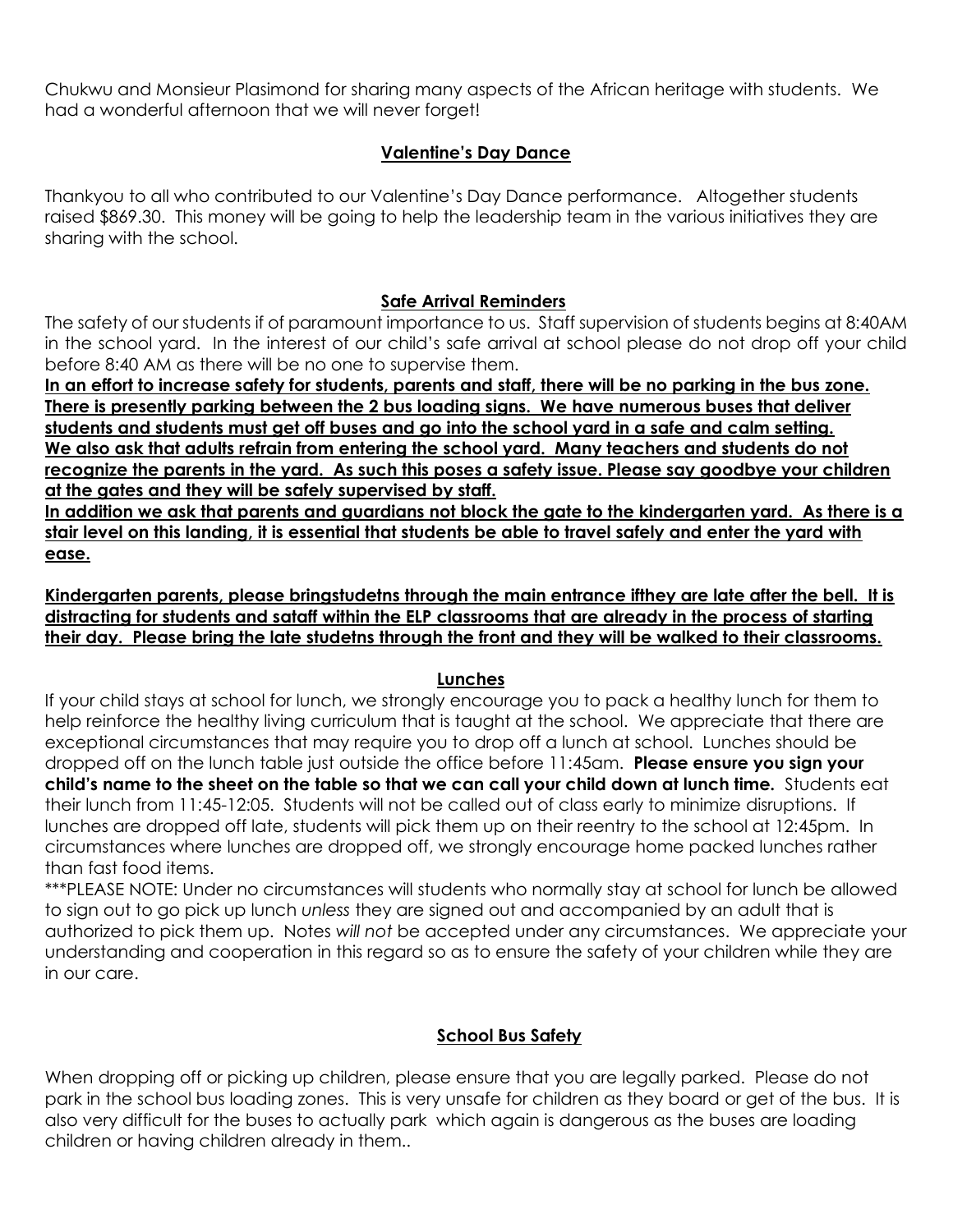Chukwu and Monsieur Plasimond for sharing many aspects of the African heritage with students. We had a wonderful afternoon that we will never forget!

## Valentine's Day Dance

Thankyou to all who contributed to our Valentine's Day Dance performance. Altogether students raised $869.30. This money will be going to help the leadership team in the various initiatives they are sharing with the school.

## Safe Arrival Reminders

The safety of our students if of paramount importance to us. Staff supervision of students begins at 8:40AM in the school yard. In the interest of our child's safe arrival at school please do not drop off your child before 8:40 AM as there will be no one to supervise them.

**In an effort to increase safety for students, parents and staff, there will be no parking in the bus zone. There is presently parking between the 2 bus loading signs. We have numerous buses that deliver students and students must get off buses and go into the school yard in a safe and calm setting. We also ask that adults refrain from entering the school yard. Many teachers and students do not recognize the parents in the yard. As such this poses a safety issue. Please say goodbye your children at the gates and they will be safely supervised by staff.**

**In addition we ask that parents and guardians not block the gate to the kindergarten yard. As there is a stair level on this landing, it is essential that students be able to travel safely and enter the yard with ease.**

**Kindergarten parents, please bringstudetns through the main entrance ifthey are late after the bell. It is distracting for students and sataff within the ELP classrooms that are already in the process of starting their day. Please bring the late studetns through the front and they will be walked to their classrooms.**

## Lunches

If your child stays at school for lunch, we strongly encourage you to pack a healthy lunch for them to help reinforce the healthy living curriculum that is taught at the school. We appreciate that there are exceptional circumstances that may require you to drop off a lunch at school. Lunches should be dropped off on the lunch table just outside the office before 11:45am. **Please ensure you sign your child's name to the sheet on the table so that we can call your child down at lunch time.** Students eat their lunch from 11:45-12:05. Students will not be called out of class early to minimize disruptions. If lunches are dropped off late, students will pick them up on their reentry to the school at 12:45pm. In circumstances where lunches are dropped off, we strongly encourage home packed lunches rather than fast food items.

***PLEASE NOTE: Under no circumstances will students who normally stay at school for lunch be allowed to sign out to go pick up lunch *unless* they are signed out and accompanied by an adult that is authorized to pick them up. Notes *will not* be accepted under any circumstances. We appreciate your understanding and cooperation in this regard so as to ensure the safety of your children while they are in our care.

## School Bus Safety

When dropping off or picking up children, please ensure that you are legally parked. Please do not park in the school bus loading zones. This is very unsafe for children as they board or get of the bus. It is also very difficult for the buses to actually park which again is dangerous as the buses are loading children or having children already in them..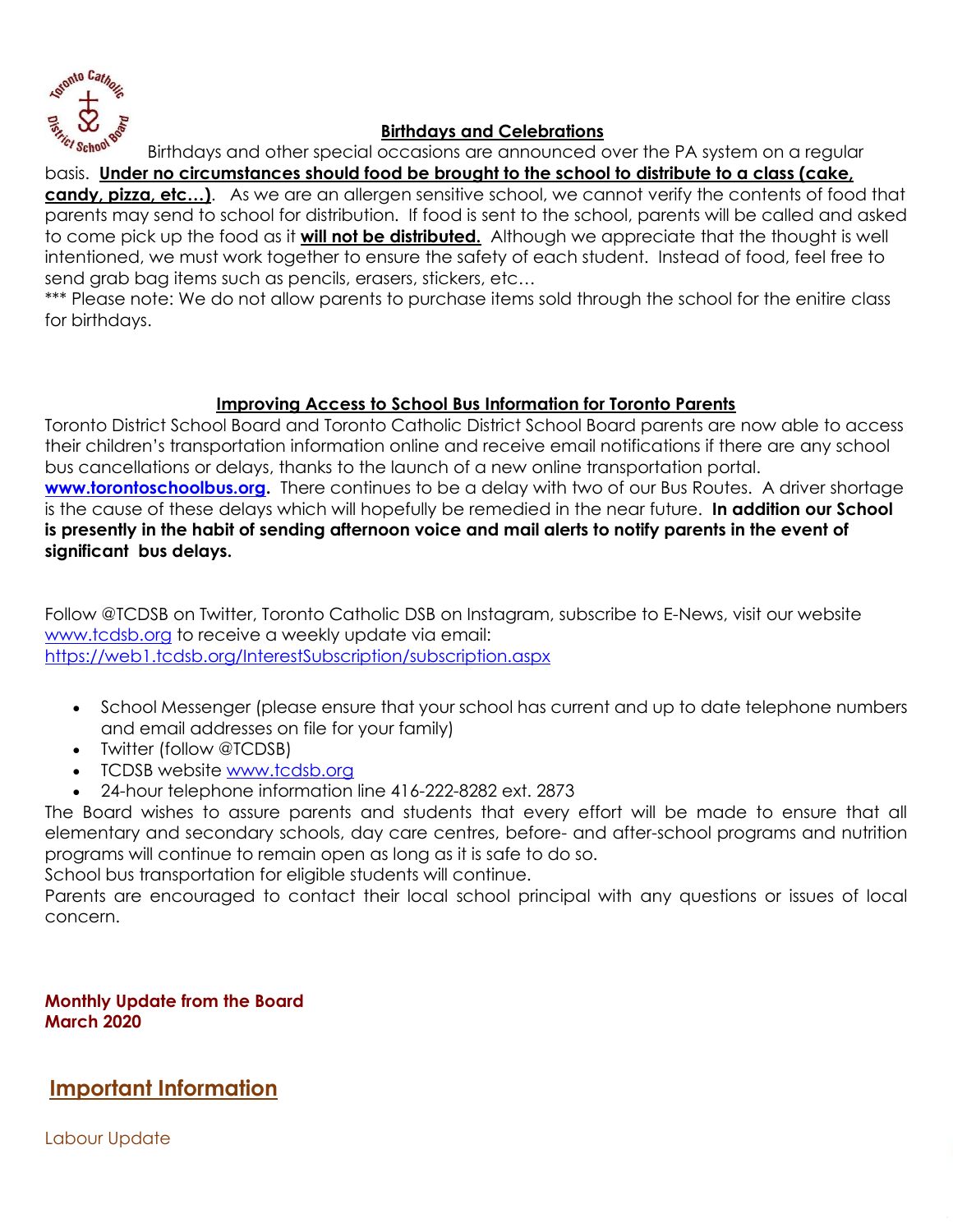## Birthdays and Celebrations

Birthdays and other special occasions are announced over the PA system on a regular basis. **Under no circumstances should food be brought to the school to distribute to a class (cake, candy, pizza, etc…)**. As we are an allergen sensitive school, we cannot verify the contents of food that parents may send to school for distribution. If food is sent to the school, parents will be called and asked to come pick up the food as it **will not be distributed.** Although we appreciate that the thought is well intentioned, we must work together to ensure the safety of each student. Instead of food, feel free to send grab bag items such as pencils, erasers, stickers, etc…

*** Please note: We do not allow parents to purchase items sold through the school for the enitire class for birthdays.

## Improving Access to School Bus Information for Toronto Parents

Toronto District School Board and Toronto Catholic District School Board parents are now able to access their children's transportation information online and receive email notifications if there are any school bus cancellations or delays, thanks to the launch of a new online transportation portal. **www.torontoschoolbus.org.** There continues to be a delay with two of our Bus Routes. A driver shortage is the cause of these delays which will hopefully be remedied in the near future. **In addition our School is presently in the habit of sending afternoon voice and mail alerts to notify parents in the event of significant bus delays.**

Follow @TCDSB on Twitter, Toronto Catholic DSB on Instagram, subscribe to E-News, visit our website www.tcdsb.org to receive a weekly update via email: https://web1.tcdsb.org/InterestSubscription/subscription.aspx

- School Messenger (please ensure that your school has current and up to date telephone numbers and email addresses on file for your family)
- Twitter (follow @TCDSB)
- TCDSB website www.tcdsb.org
- 24-hour telephone information line 416-222-8282 ext. 2873

The Board wishes to assure parents and students that every effort will be made to ensure that all elementary and secondary schools, day care centres, before- and after-school programs and nutrition programs will continue to remain open as long as it is safe to do so.

School bus transportation for eligible students will continue.

Parents are encouraged to contact their local school principal with any questions or issues of local concern.

**Monthly Update from the Board**
**March 2020**

## Important Information

Labour Update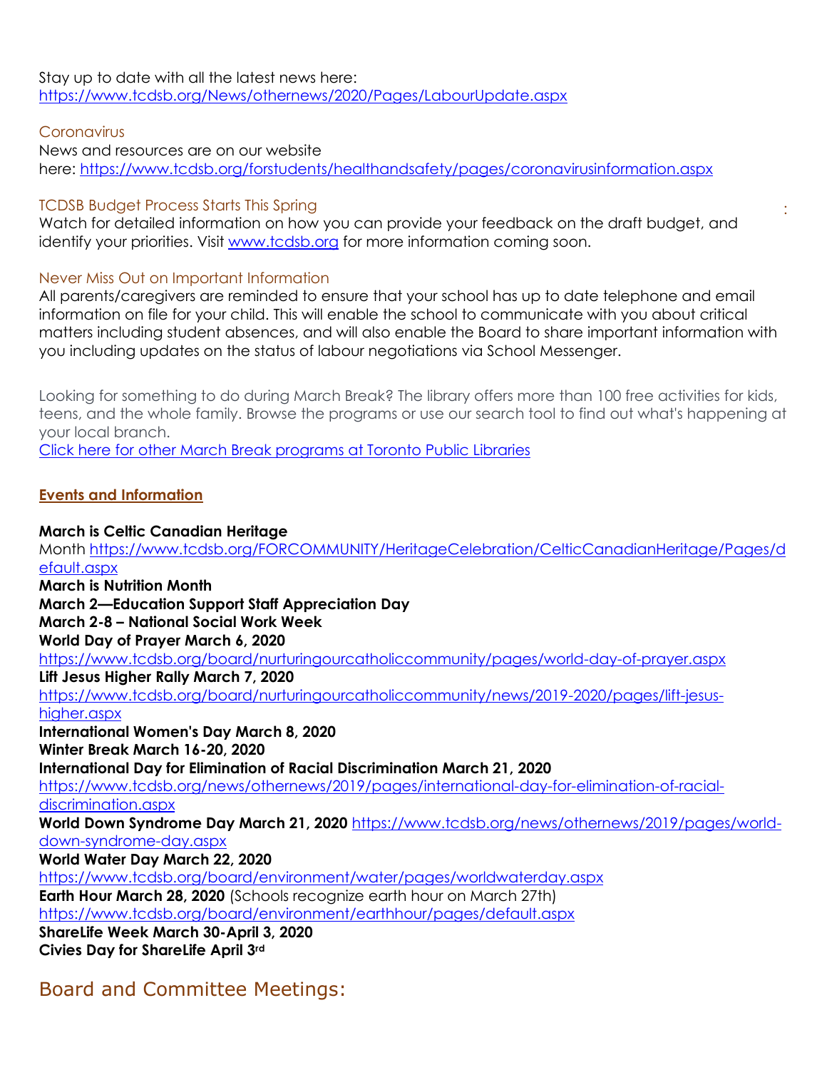Stay up to date with all the latest news here: https://www.tcdsb.org/News/othernews/2020/Pages/LabourUpdate.aspx

Coronavirus

News and resources are on our website here: https://www.tcdsb.org/forstudents/healthandsafety/pages/coronavirusinformation.aspx

TCDSB Budget Process Starts This Spring

Watch for detailed information on how you can provide your feedback on the draft budget, and identify your priorities. Visit www.tcdsb.org for more information coming soon.

Never Miss Out on Important Information

All parents/caregivers are reminded to ensure that your school has up to date telephone and email information on file for your child. This will enable the school to communicate with you about critical matters including student absences, and will also enable the Board to share important information with you including updates on the status of labour negotiations via School Messenger.

Looking for something to do during March Break? The library offers more than 100 free activities for kids, teens, and the whole family. Browse the programs or use our search tool to find out what's happening at your local branch.

Click here for other March Break programs at Toronto Public Libraries

**Events and Information**

**March is Celtic Canadian Heritage** Month https://www.tcdsb.org/FORCOMMUNITY/HeritageCelebration/CelticCanadianHeritage/Pages/default.aspx
**March is Nutrition Month**
**March 2—Education Support Staff Appreciation Day**
**March 2-8 – National Social Work Week**
**World Day of Prayer March 6, 2020**
https://www.tcdsb.org/board/nurturingourcatholiccommunity/pages/world-day-of-prayer.aspx
**Lift Jesus Higher Rally March 7, 2020**
https://www.tcdsb.org/board/nurturingourcatholiccommunity/news/2019-2020/pages/lift-jesus-higher.aspx
**International Women's Day March 8, 2020**
**Winter Break March 16-20, 2020**
**International Day for Elimination of Racial Discrimination March 21, 2020**
https://www.tcdsb.org/news/othernews/2019/pages/international-day-for-elimination-of-racial-discrimination.aspx
**World Down Syndrome Day March 21, 2020** https://www.tcdsb.org/news/othernews/2019/pages/world-down-syndrome-day.aspx
**World Water Day March 22, 2020**
https://www.tcdsb.org/board/environment/water/pages/worldwaterday.aspx
**Earth Hour March 28, 2020** (Schools recognize earth hour on March 27th)
https://www.tcdsb.org/board/environment/earthhour/pages/default.aspx
**ShareLife Week March 30-April 3, 2020**
**Civies Day for ShareLife April 3rd**

## Board and Committee Meetings: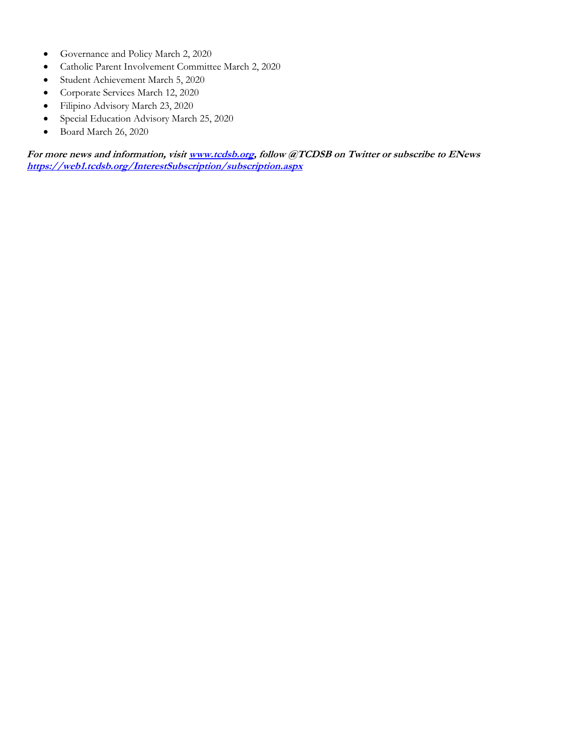- Governance and Policy March 2, 2020
- Catholic Parent Involvement Committee March 2, 2020
- Student Achievement March 5, 2020
- Corporate Services March 12, 2020
- Filipino Advisory March 23, 2020
- Special Education Advisory March 25, 2020
- Board March 26, 2020

***For more news and information, visit [www.tcdsb.org](www.tcdsb.org), follow @TCDSB on Twitter or subscribe to ENews [https://web1.tcdsb.org/InterestSubscription/subscription.aspx](https://web1.tcdsb.org/InterestSubscription/subscription.aspx)***